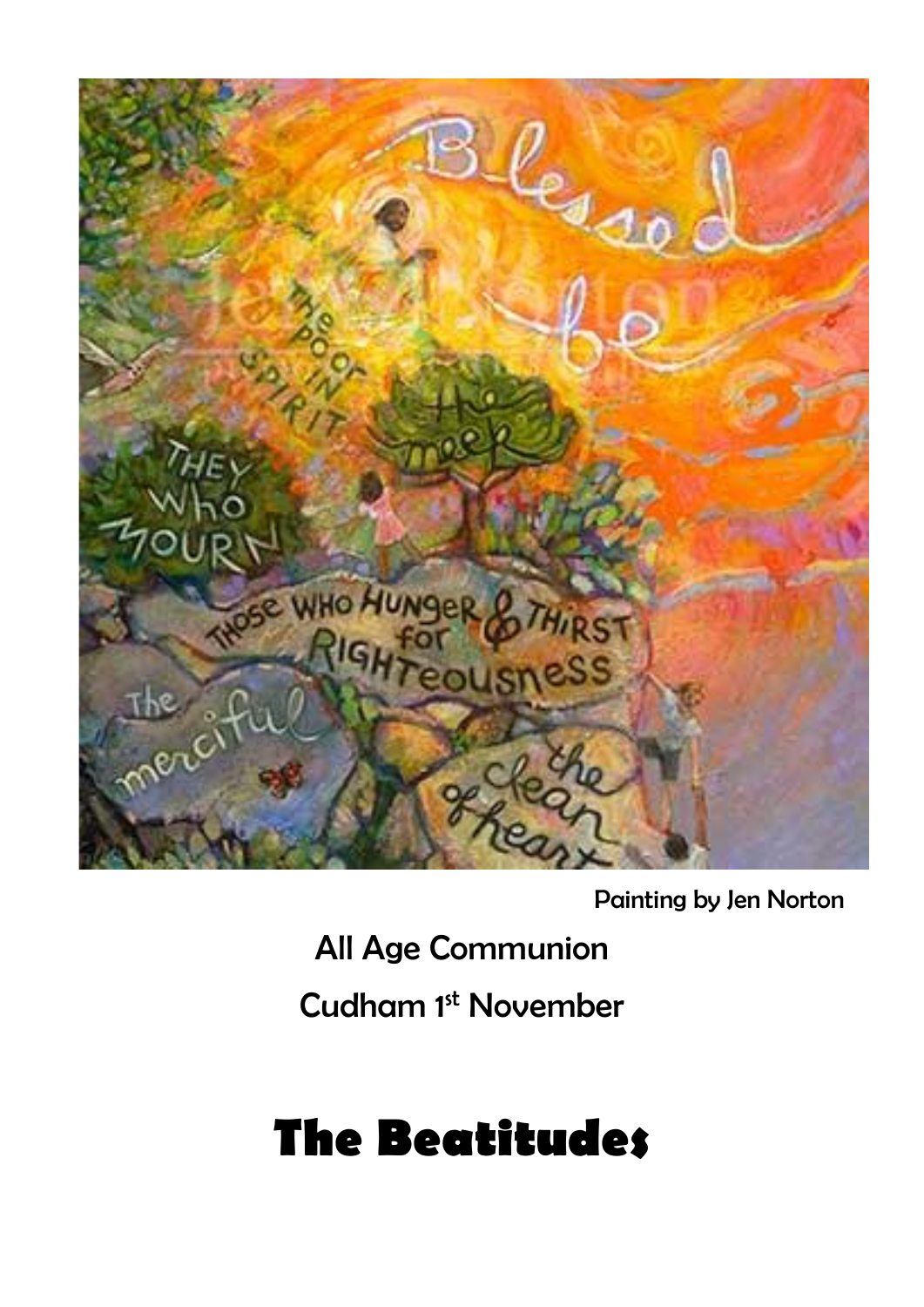Painting by Jen Norton

All Age Communion

Cudham 1st November

# The Beatitudes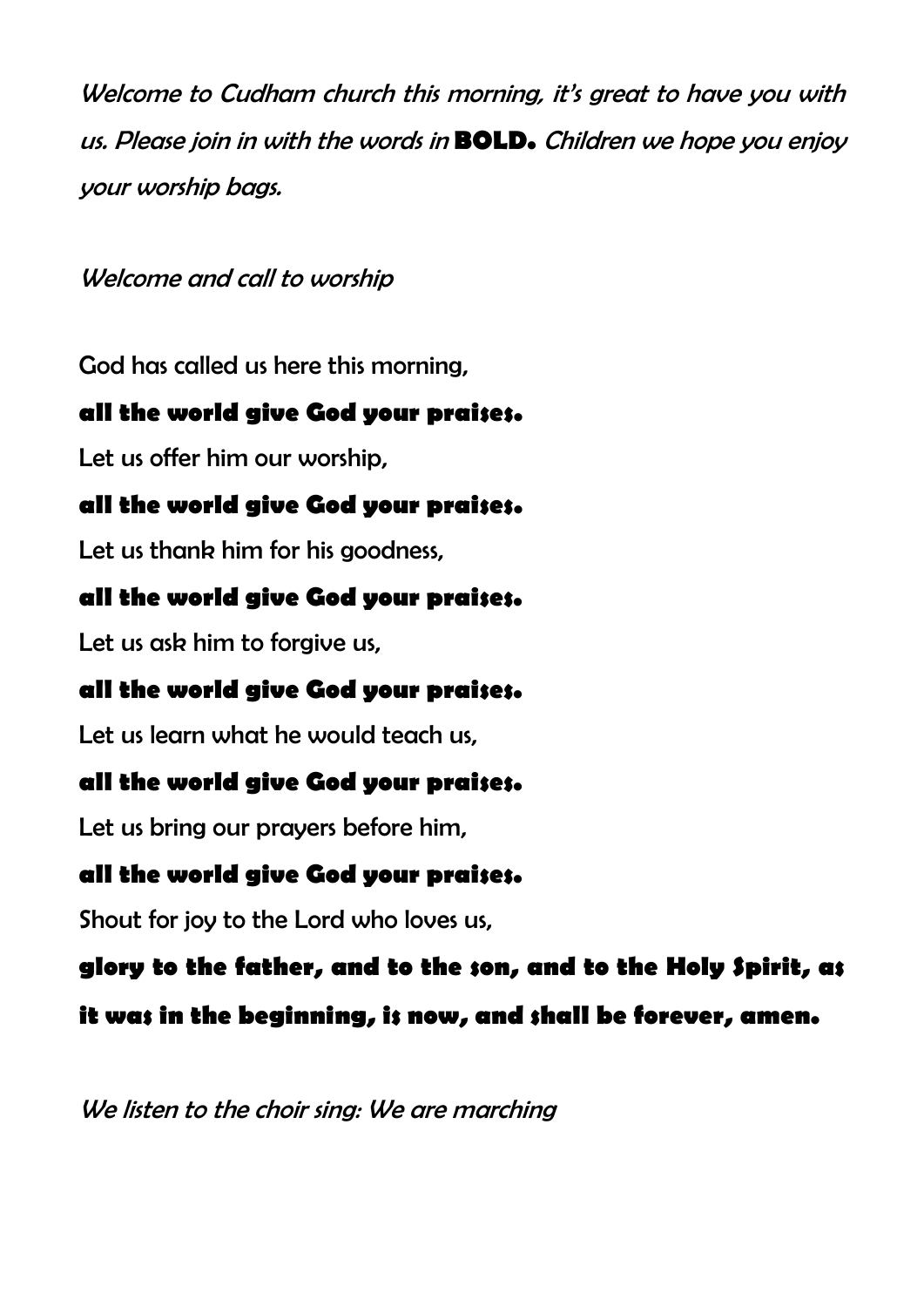*Welcome to Cudham church this morning, it's great to have you with us. Please join in with the words in* **BOLD.** *Children we hope you enjoy your worship bags.*

*Welcome and call to worship*

God has called us here this morning,

**all the world give God your praises.**

Let us offer him our worship,

**all the world give God your praises.**

Let us thank him for his goodness,

**all the world give God your praises.**

Let us ask him to forgive us,

**all the world give God your praises.**

Let us learn what he would teach us,

**all the world give God your praises.**

Let us bring our prayers before him,

**all the world give God your praises.**

Shout for joy to the Lord who loves us,

**glory to the father, and to the son, and to the Holy Spirit, as it was in the beginning, is now, and shall be forever, amen.**

*We listen to the choir sing: We are marching*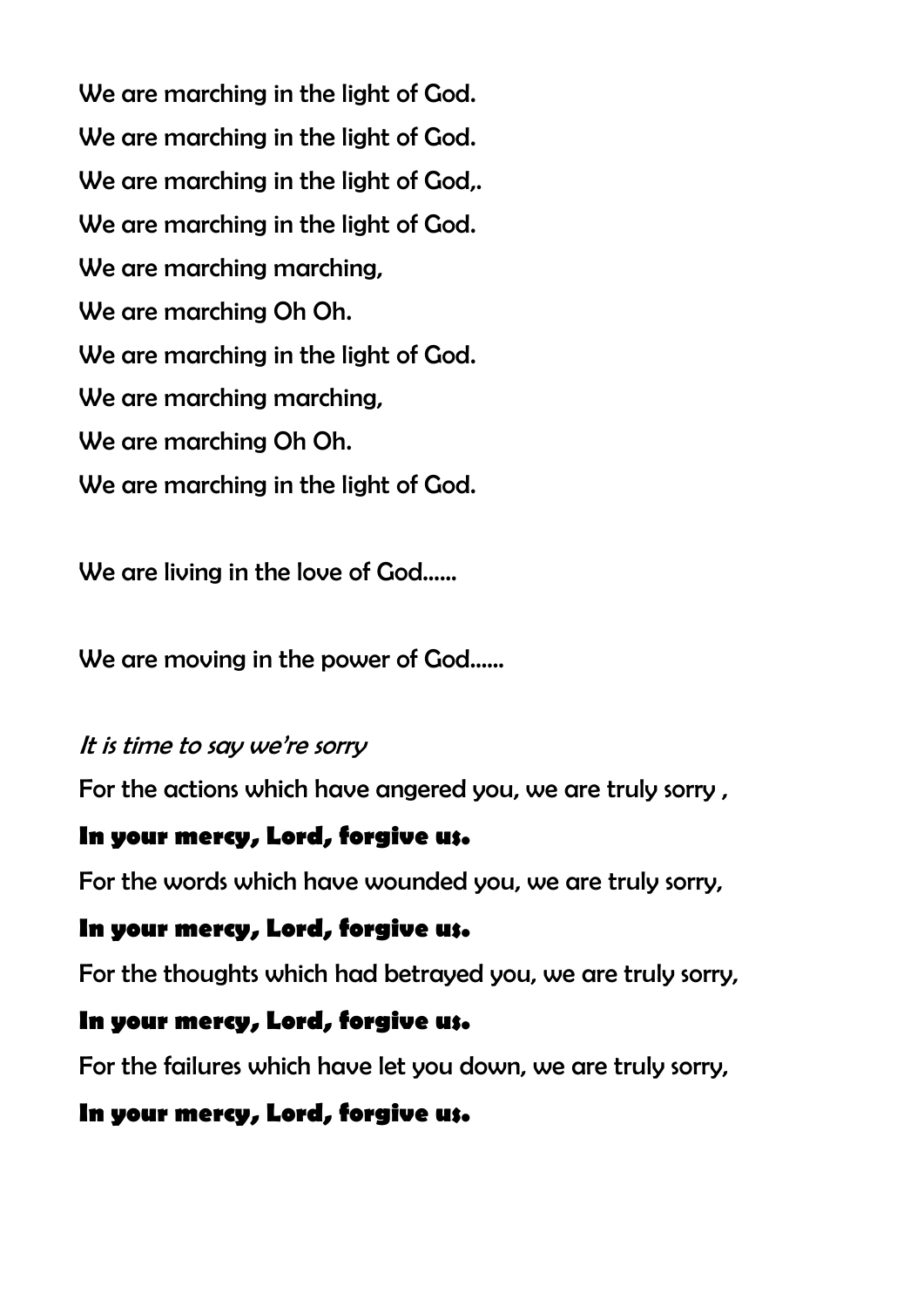We are marching in the light of God.

We are marching in the light of God.

We are marching in the light of God,.

We are marching in the light of God.

We are marching marching,

We are marching Oh Oh.

We are marching in the light of God.

We are marching marching,

We are marching Oh Oh.

We are marching in the light of God.

We are living in the love of God......

We are moving in the power of God......

*It is time to say we're sorry*

For the actions which have angered you, we are truly sorry ,

**In your mercy, Lord, forgive us.**

For the words which have wounded you, we are truly sorry,

**In your mercy, Lord, forgive us.**

For the thoughts which had betrayed you, we are truly sorry,

**In your mercy, Lord, forgive us.**

For the failures which have let you down, we are truly sorry,

**In your mercy, Lord, forgive us.**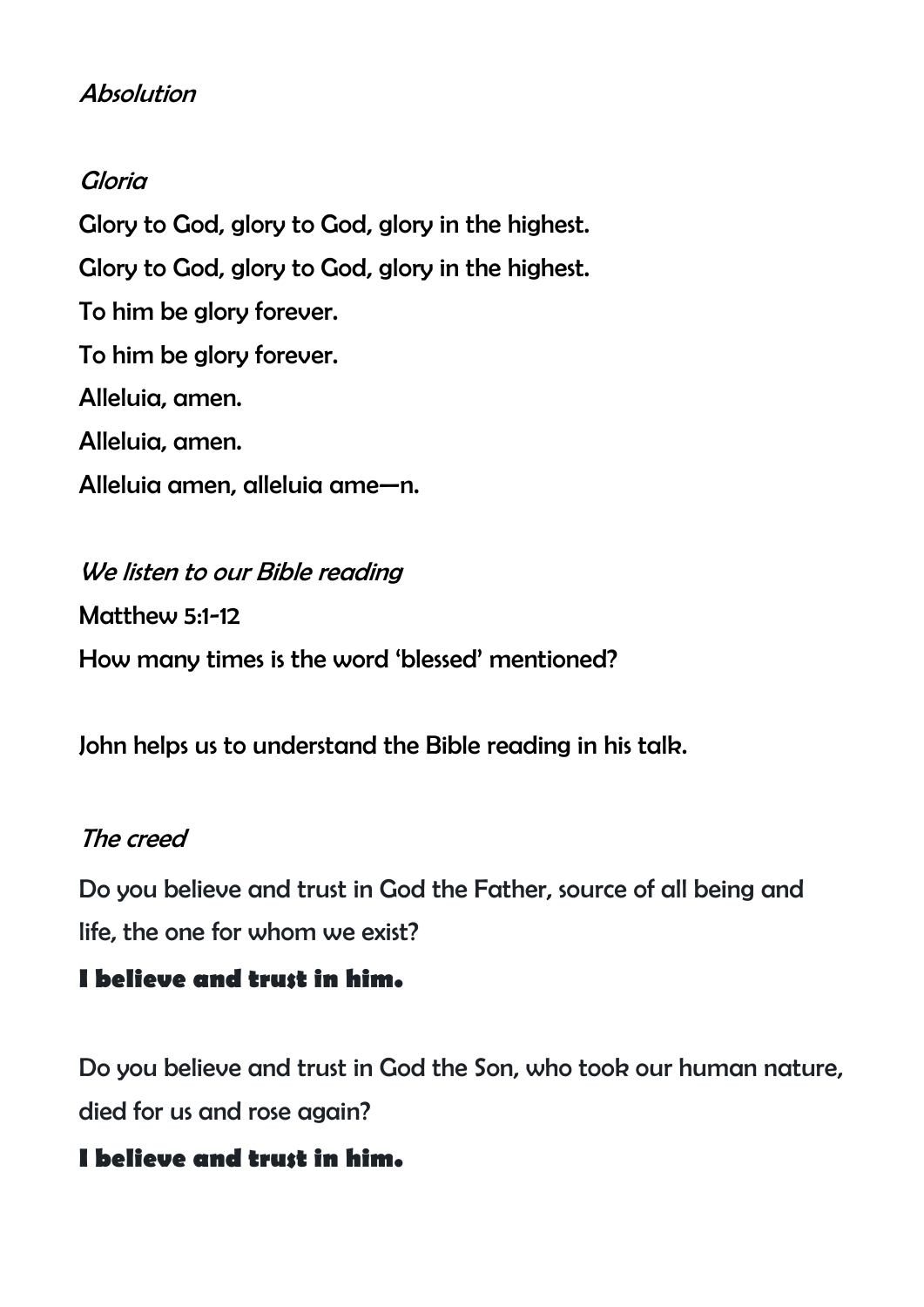*Absolution*

*Gloria*

Glory to God, glory to God, glory in the highest.

Glory to God, glory to God, glory in the highest.

To him be glory forever.

To him be glory forever.

Alleluia, amen.

Alleluia, amen.

Alleluia amen, alleluia ame—n.

*We listen to our Bible reading*

Matthew 5:1-12

How many times is the word 'blessed' mentioned?

John helps us to understand the Bible reading in his talk.

*The creed*

Do you believe and trust in God the Father, source of all being and life, the one for whom we exist?

**I believe and trust in him.**

Do you believe and trust in God the Son, who took our human nature, died for us and rose again?

**I believe and trust in him.**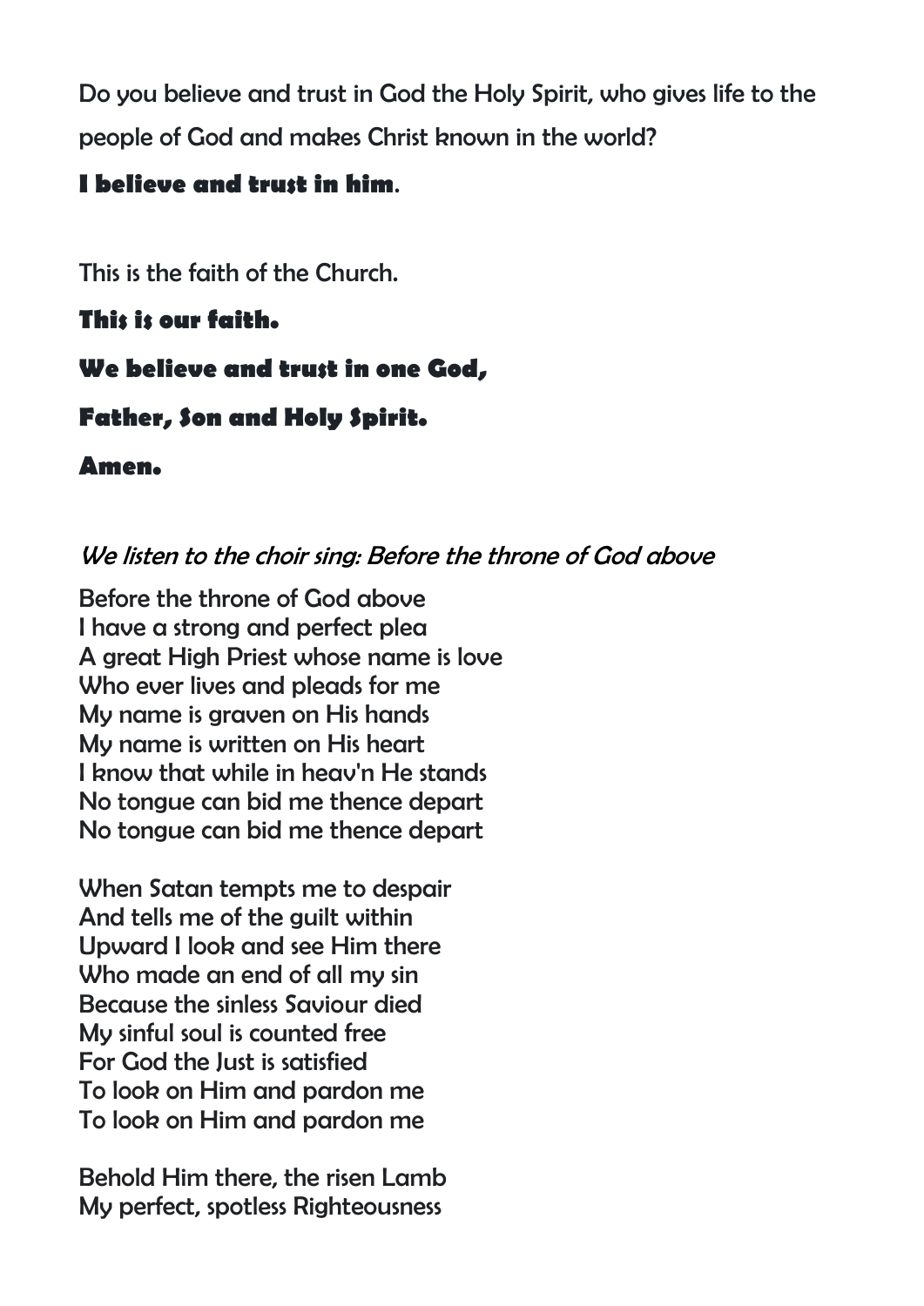Do you believe and trust in God the Holy Spirit, who gives life to the people of God and makes Christ known in the world?

**I believe and trust in him**.

This is the faith of the Church.

**This is our faith.**

**We believe and trust in one God,**

**Father, Son and Holy Spirit.**

**Amen.**

*We listen to the choir sing: Before the throne of God above*

Before the throne of God above
I have a strong and perfect plea
A great High Priest whose name is love
Who ever lives and pleads for me
My name is graven on His hands
My name is written on His heart
I know that while in heav'n He stands
No tongue can bid me thence depart
No tongue can bid me thence depart

When Satan tempts me to despair
And tells me of the guilt within
Upward I look and see Him there
Who made an end of all my sin
Because the sinless Saviour died
My sinful soul is counted free
For God the Just is satisfied
To look on Him and pardon me
To look on Him and pardon me

Behold Him there, the risen Lamb
My perfect, spotless Righteousness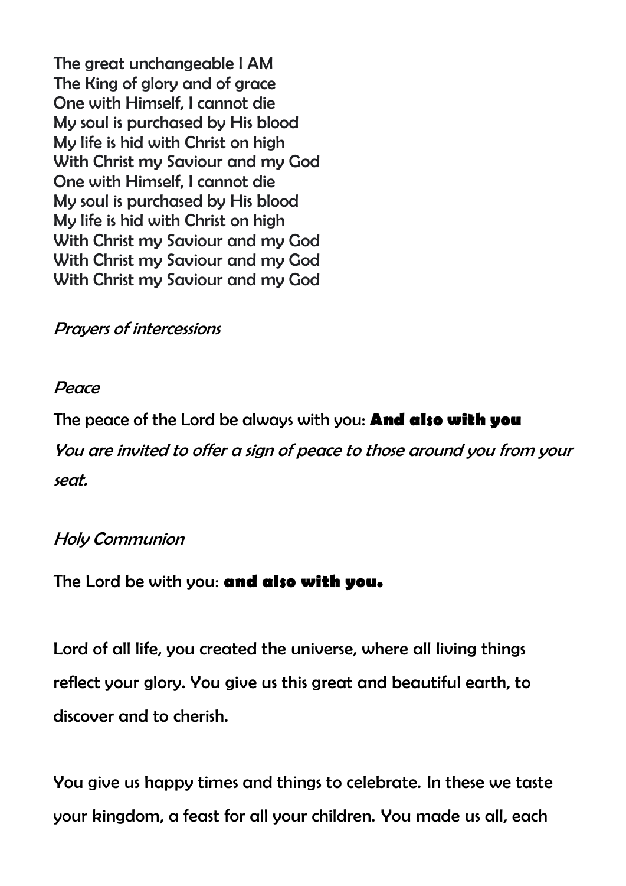The great unchangeable I AM
The King of glory and of grace
One with Himself, I cannot die
My soul is purchased by His blood
My life is hid with Christ on high
With Christ my Saviour and my God
One with Himself, I cannot die
My soul is purchased by His blood
My life is hid with Christ on high
With Christ my Saviour and my God
With Christ my Saviour and my God
With Christ my Saviour and my God

*Prayers of intercessions*

*Peace*

The peace of the Lord be always with you: **And also with you**

*You are invited to offer a sign of peace to those around you from your seat.*

*Holy Communion*

The Lord be with you: **and also with you.**

Lord of all life, you created the universe, where all living things reflect your glory. You give us this great and beautiful earth, to discover and to cherish.

You give us happy times and things to celebrate. In these we taste your kingdom, a feast for all your children. You made us all, each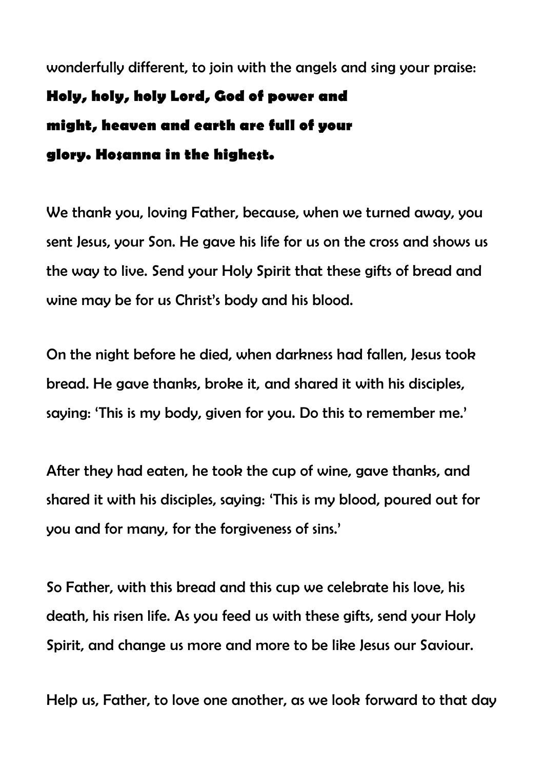wonderfully different, to join with the angels and sing your praise:

**Holy, holy, holy Lord, God of power and might, heaven and earth are full of your glory. Hosanna in the highest.**

We thank you, loving Father, because, when we turned away, you sent Jesus, your Son. He gave his life for us on the cross and shows us the way to live. Send your Holy Spirit that these gifts of bread and wine may be for us Christ's body and his blood.

On the night before he died, when darkness had fallen, Jesus took bread. He gave thanks, broke it, and shared it with his disciples, saying: 'This is my body, given for you. Do this to remember me.'

After they had eaten, he took the cup of wine, gave thanks, and shared it with his disciples, saying: 'This is my blood, poured out for you and for many, for the forgiveness of sins.'

So Father, with this bread and this cup we celebrate his love, his death, his risen life. As you feed us with these gifts, send your Holy Spirit, and change us more and more to be like Jesus our Saviour.

Help us, Father, to love one another, as we look forward to that day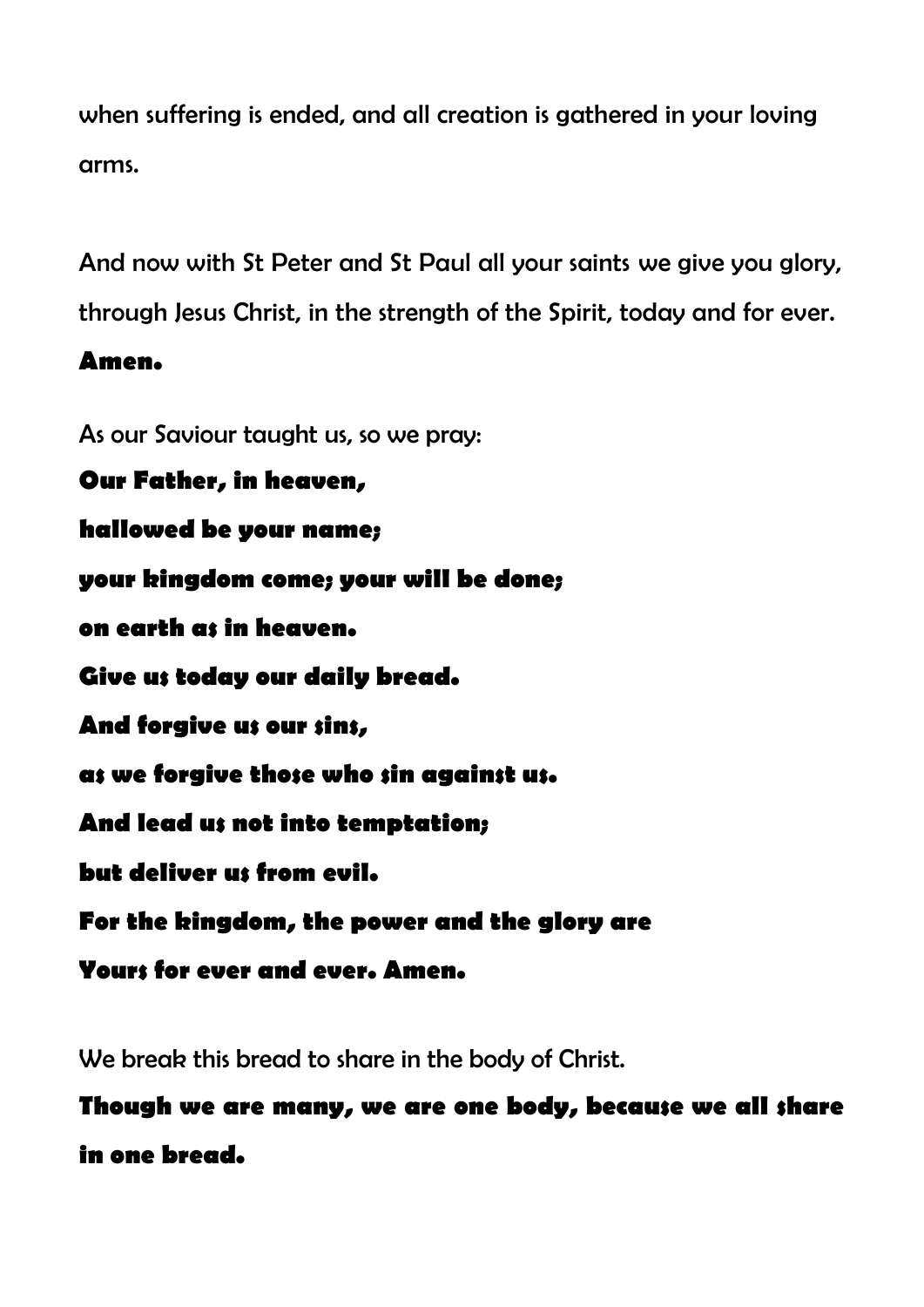when suffering is ended, and all creation is gathered in your loving arms.

And now with St Peter and St Paul all your saints we give you glory, through Jesus Christ, in the strength of the Spirit, today and for ever.
**Amen.**

As our Saviour taught us, so we pray:
**Our Father, in heaven,**
**hallowed be your name;**
**your kingdom come; your will be done;**
**on earth as in heaven.**
**Give us today our daily bread.**
**And forgive us our sins,**
**as we forgive those who sin against us.**
**And lead us not into temptation;**
**but deliver us from evil.**
**For the kingdom, the power and the glory are**
**Yours for ever and ever. Amen.**

We break this bread to share in the body of Christ.
**Though we are many, we are one body, because we all share in one bread.**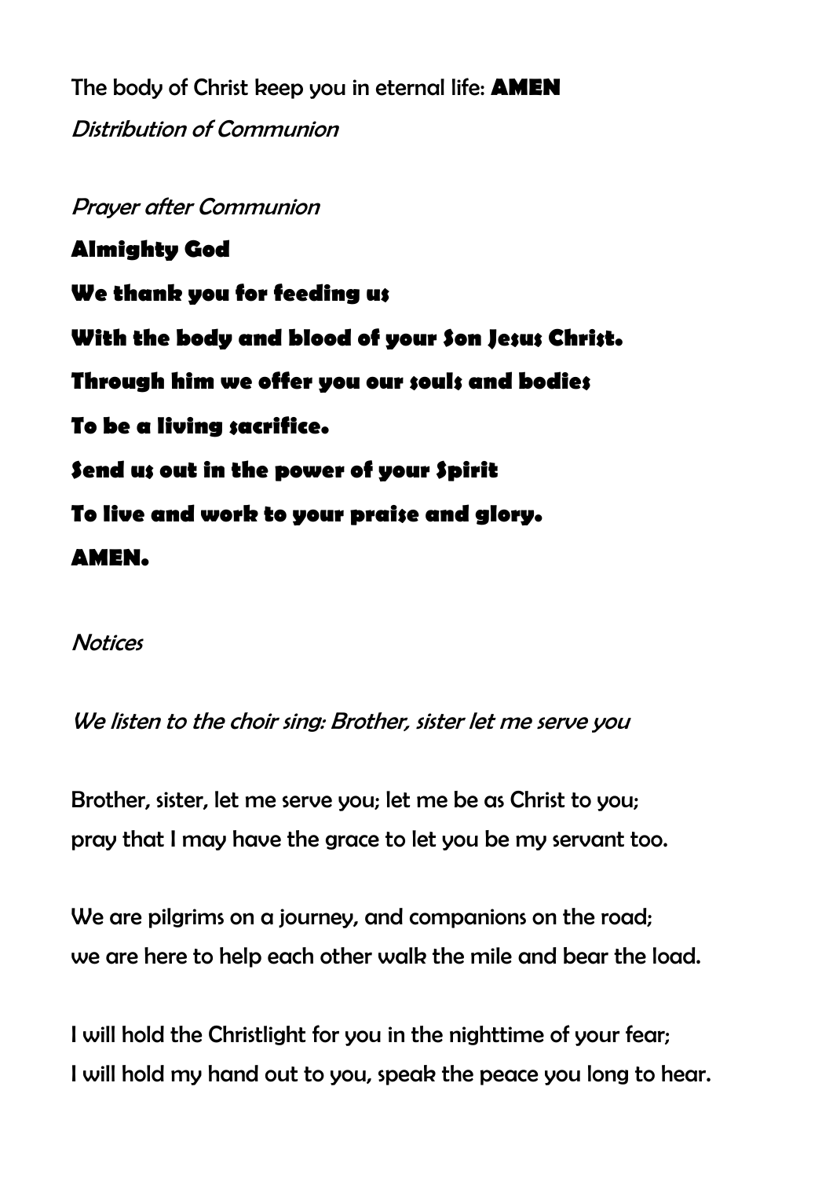The body of Christ keep you in eternal life: **AMEN**

*Distribution of Communion*

*Prayer after Communion*

**Almighty God**

**We thank you for feeding us**

**With the body and blood of your Son Jesus Christ.**

**Through him we offer you our souls and bodies**

**To be a living sacrifice.**

**Send us out in the power of your Spirit**

**To live and work to your praise and glory.**

**AMEN.**

*Notices*

*We listen to the choir sing: Brother, sister let me serve you*

Brother, sister, let me serve you; let me be as Christ to you;
pray that I may have the grace to let you be my servant too.

We are pilgrims on a journey, and companions on the road;
we are here to help each other walk the mile and bear the load.

I will hold the Christlight for you in the nighttime of your fear;
I will hold my hand out to you, speak the peace you long to hear.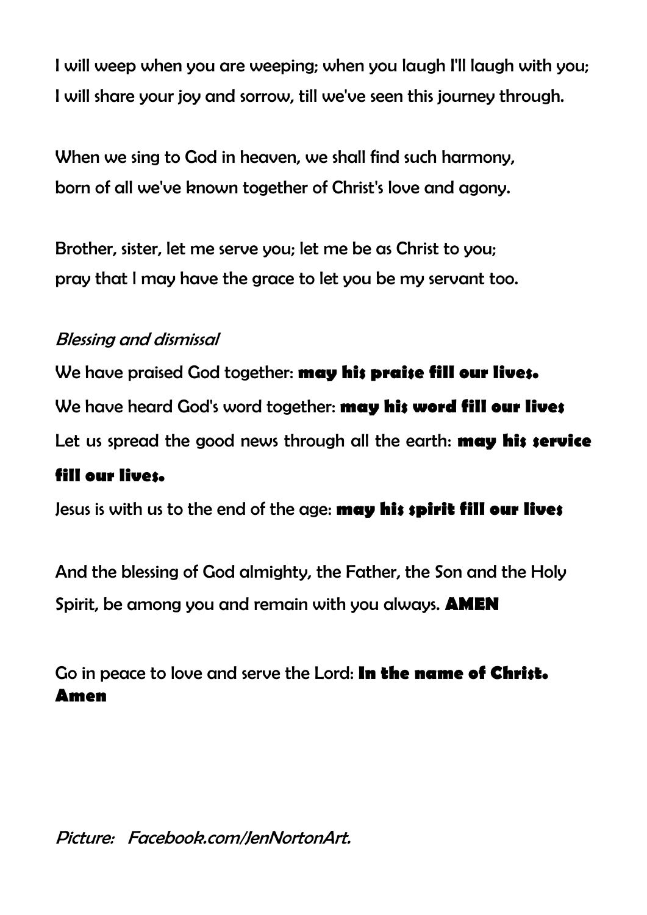I will weep when you are weeping; when you laugh I'll laugh with you;
I will share your joy and sorrow, till we've seen this journey through.

When we sing to God in heaven, we shall find such harmony,
born of all we've known together of Christ's love and agony.

Brother, sister, let me serve you; let me be as Christ to you;
pray that I may have the grace to let you be my servant too.

*Blessing and dismissal*

We have praised God together: **may his praise fill our lives.**

We have heard God's word together: **may his word fill our lives**

Let us spread the good news through all the earth: **may his service fill our lives.**

Jesus is with us to the end of the age: **may his spirit fill our lives**

And the blessing of God almighty, the Father, the Son and the Holy Spirit, be among you and remain with you always. **AMEN**

Go in peace to love and serve the Lord: **In the name of Christ. Amen**

*Picture: Facebook.com/JenNortonArt.*